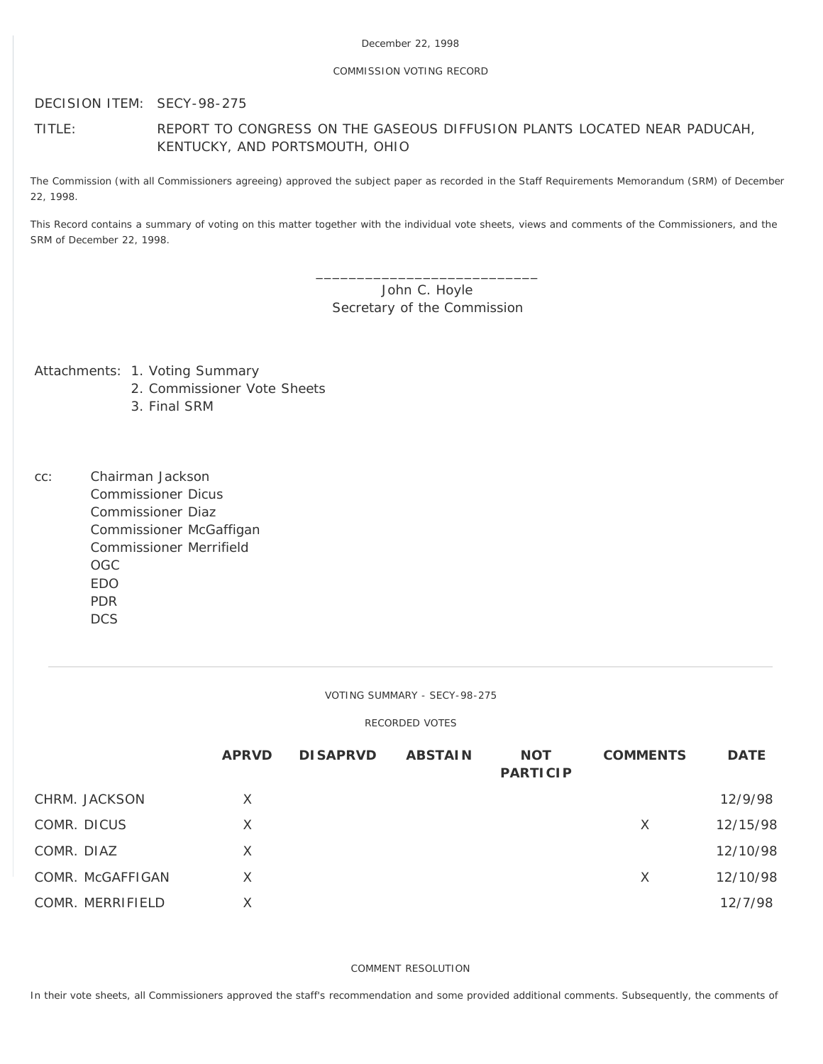December 22, 1998

COMMISSION VOTING RECORD

DECISION ITEM: SECY-98-275

TITLE: REPORT TO CONGRESS ON THE GASEOUS DIFFUSION PLANTS LOCATED NEAR PADUCAH, KENTUCKY, AND PORTSMOUTH, OHIO

The Commission (with all Commissioners agreeing) approved the subject paper as recorded in the Staff Requirements Memorandum (SRM) of December 22, 1998.

This Record contains a summary of voting on this matter together with the individual vote sheets, views and comments of the Commissioners, and the SRM of December 22, 1998.

\_\_\_\_\_\_\_\_\_\_\_\_\_\_\_\_\_\_\_\_\_\_\_\_\_\_\_\_
John C. Hoyle
Secretary of the Commission

Attachments:
1. Voting Summary
2. Commissioner Vote Sheets
3. Final SRM

cc:
Chairman Jackson
Commissioner Dicus
Commissioner Diaz
Commissioner McGaffigan
Commissioner Merrifield
OGC
EDO
PDR
DCS

---

VOTING SUMMARY - SECY-98-275

RECORDED VOTES

| | APRVD | DISAPRVD | ABSTAIN | NOT PARTICIP | COMMENTS | DATE |
|---|---|---|---|---|---|---|
| CHRM. JACKSON | X | | | | | 12/9/98 |
| COMR. DICUS | X | | | | X | 12/15/98 |
| COMR. DIAZ | X | | | | | 12/10/98 |
| COMR. McGAFFIGAN | X | | | | X | 12/10/98 |
| COMR. MERRIFIELD | X | | | | | 12/7/98 |

COMMENT RESOLUTION

In their vote sheets, all Commissioners approved the staff's recommendation and some provided additional comments. Subsequently, the comments of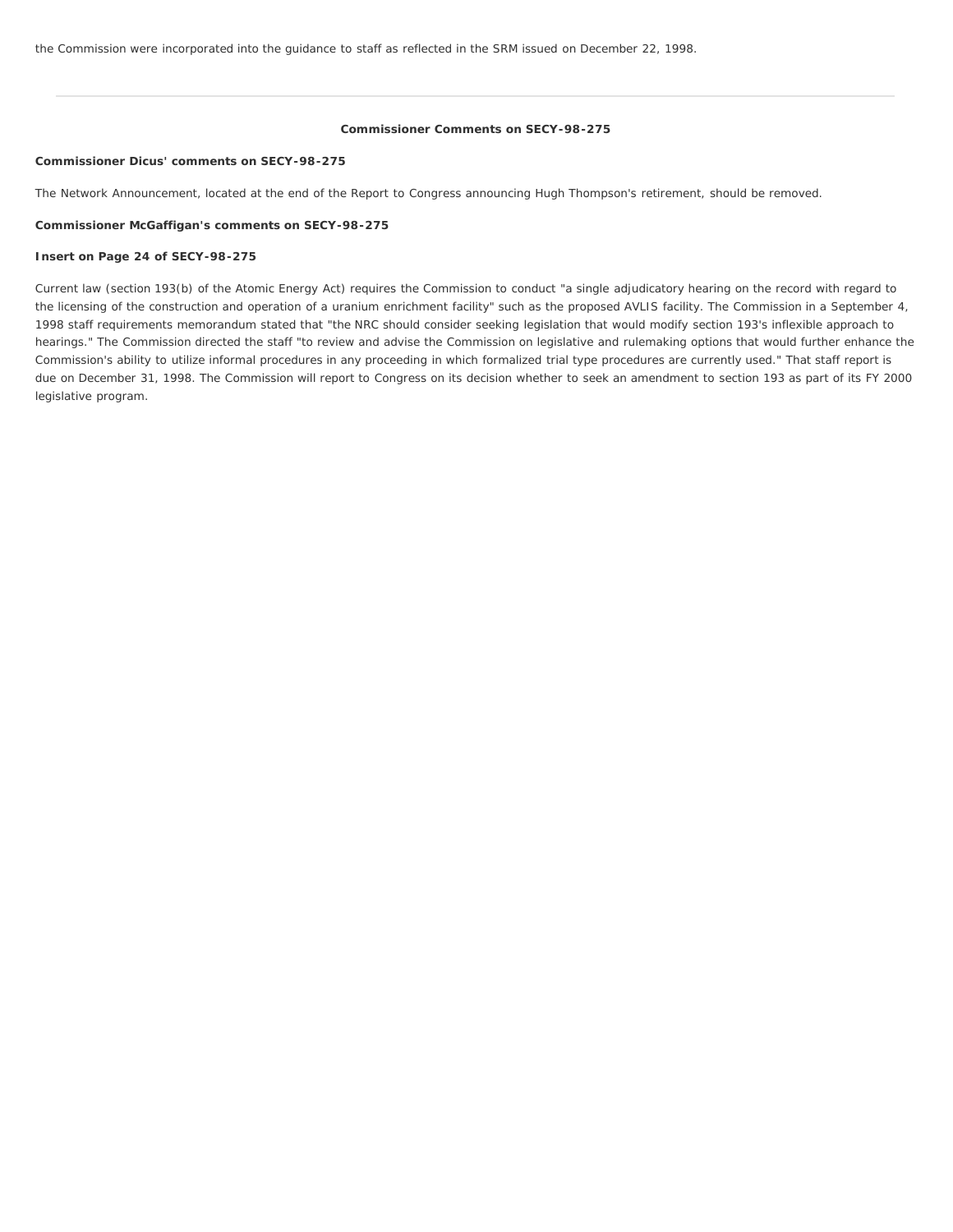the Commission were incorporated into the guidance to staff as reflected in the SRM issued on December 22, 1998.

---

## Commissioner Comments on SECY-98-275

### Commissioner Dicus' comments on SECY-98-275

The Network Announcement, located at the end of the Report to Congress announcing Hugh Thompson's retirement, should be removed.

### Commissioner McGaffigan's comments on SECY-98-275

### Insert on Page 24 of SECY-98-275

Current law (section 193(b) of the Atomic Energy Act) requires the Commission to conduct "a single adjudicatory hearing on the record with regard to the licensing of the construction and operation of a uranium enrichment facility" such as the proposed AVLIS facility. The Commission in a September 4, 1998 staff requirements memorandum stated that "the NRC should consider seeking legislation that would modify section 193's inflexible approach to hearings." The Commission directed the staff "to review and advise the Commission on legislative and rulemaking options that would further enhance the Commission's ability to utilize informal procedures in any proceeding in which formalized trial type procedures are currently used." That staff report is due on December 31, 1998. The Commission will report to Congress on its decision whether to seek an amendment to section 193 as part of its FY 2000 legislative program.